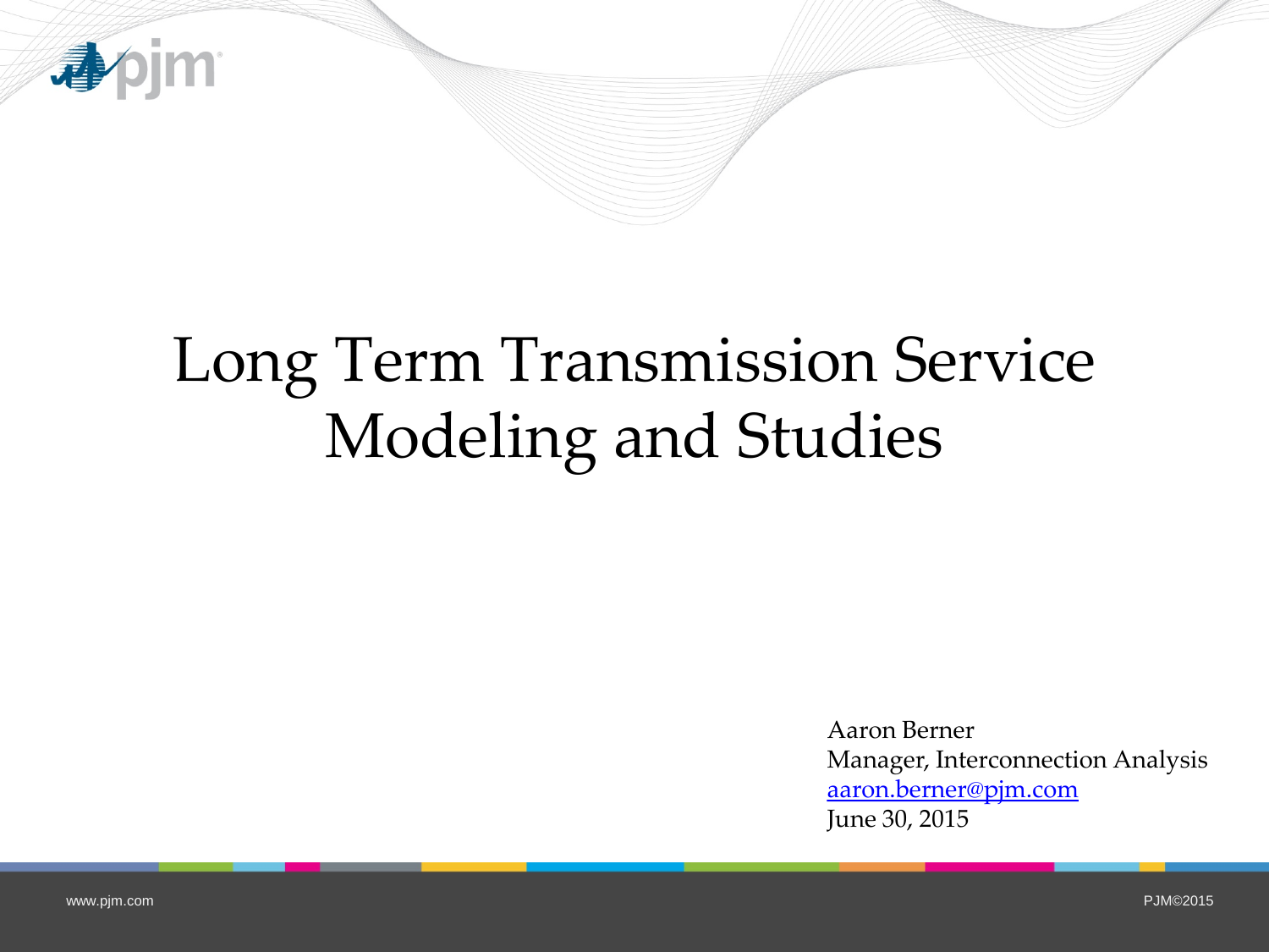# Long Term Transmission Service Modeling and Studies

Aaron Berner
Manager, Interconnection Analysis
aaron.berner@pjm.com
June 30, 2015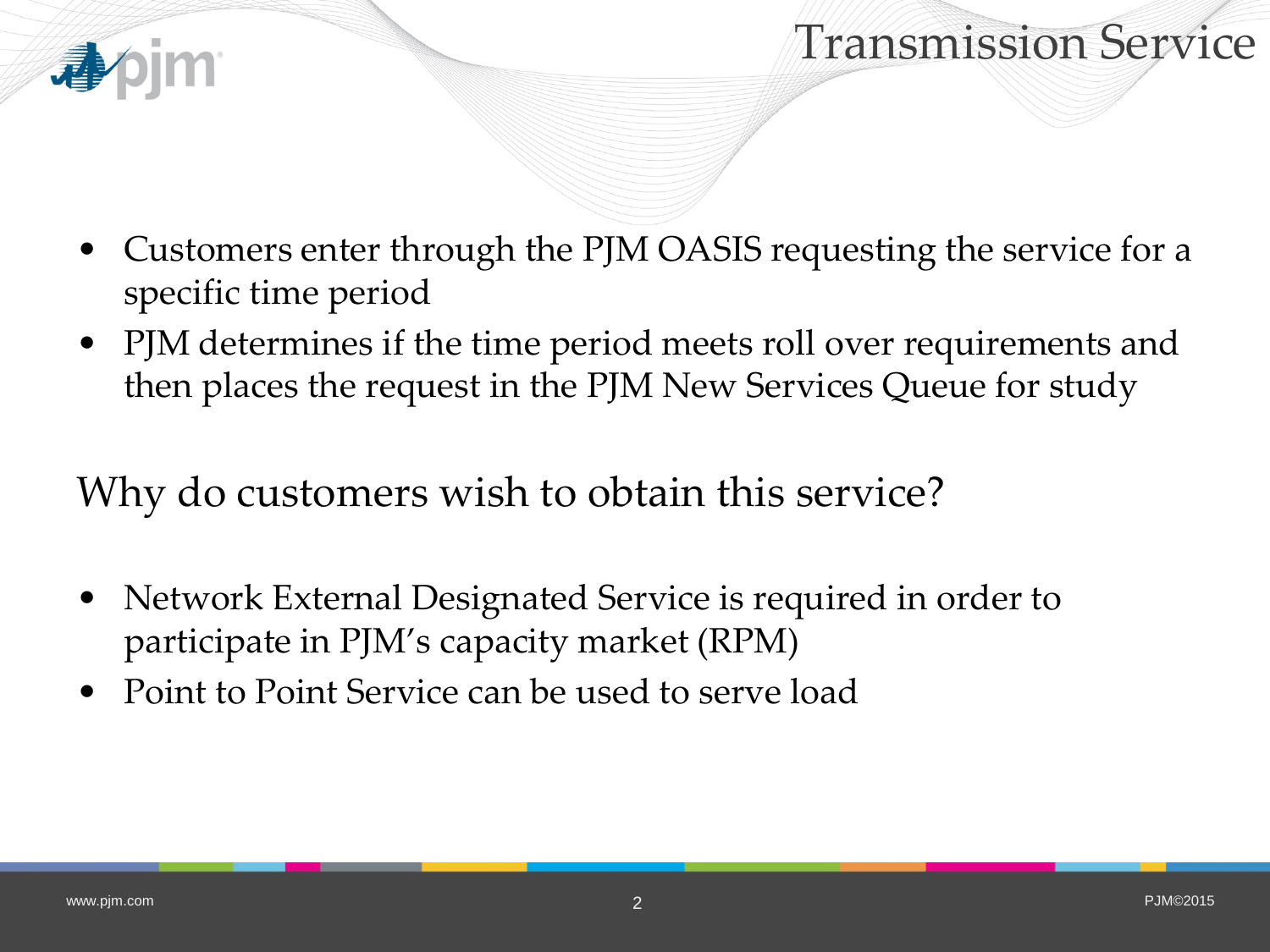# Transmission Service

- Customers enter through the PJM OASIS requesting the service for a specific time period
- PJM determines if the time period meets roll over requirements and then places the request in the PJM New Services Queue for study

## Why do customers wish to obtain this service?

- Network External Designated Service is required in order to participate in PJM's capacity market (RPM)
- Point to Point Service can be used to serve load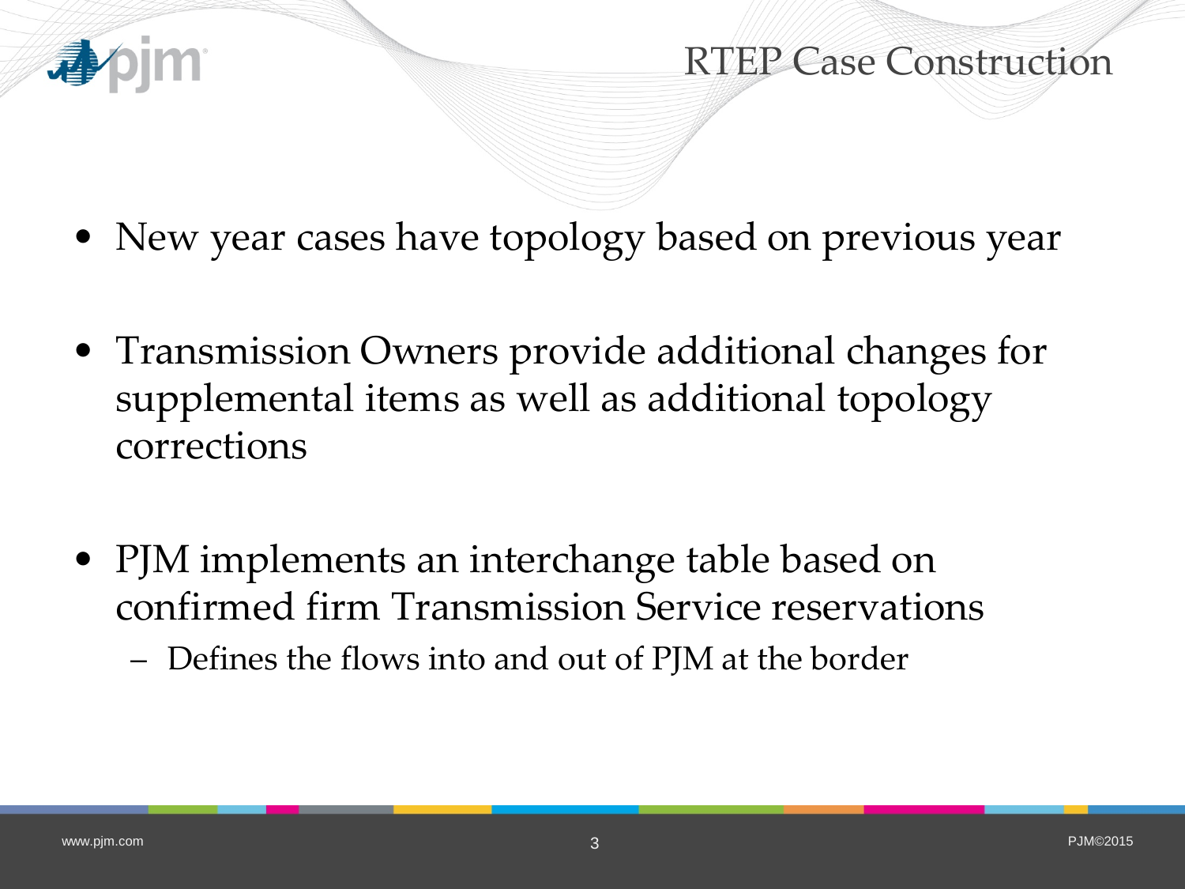# RTEP Case Construction

- New year cases have topology based on previous year
- Transmission Owners provide additional changes for supplemental items as well as additional topology corrections
- PJM implements an interchange table based on confirmed firm Transmission Service reservations
  - Defines the flows into and out of PJM at the border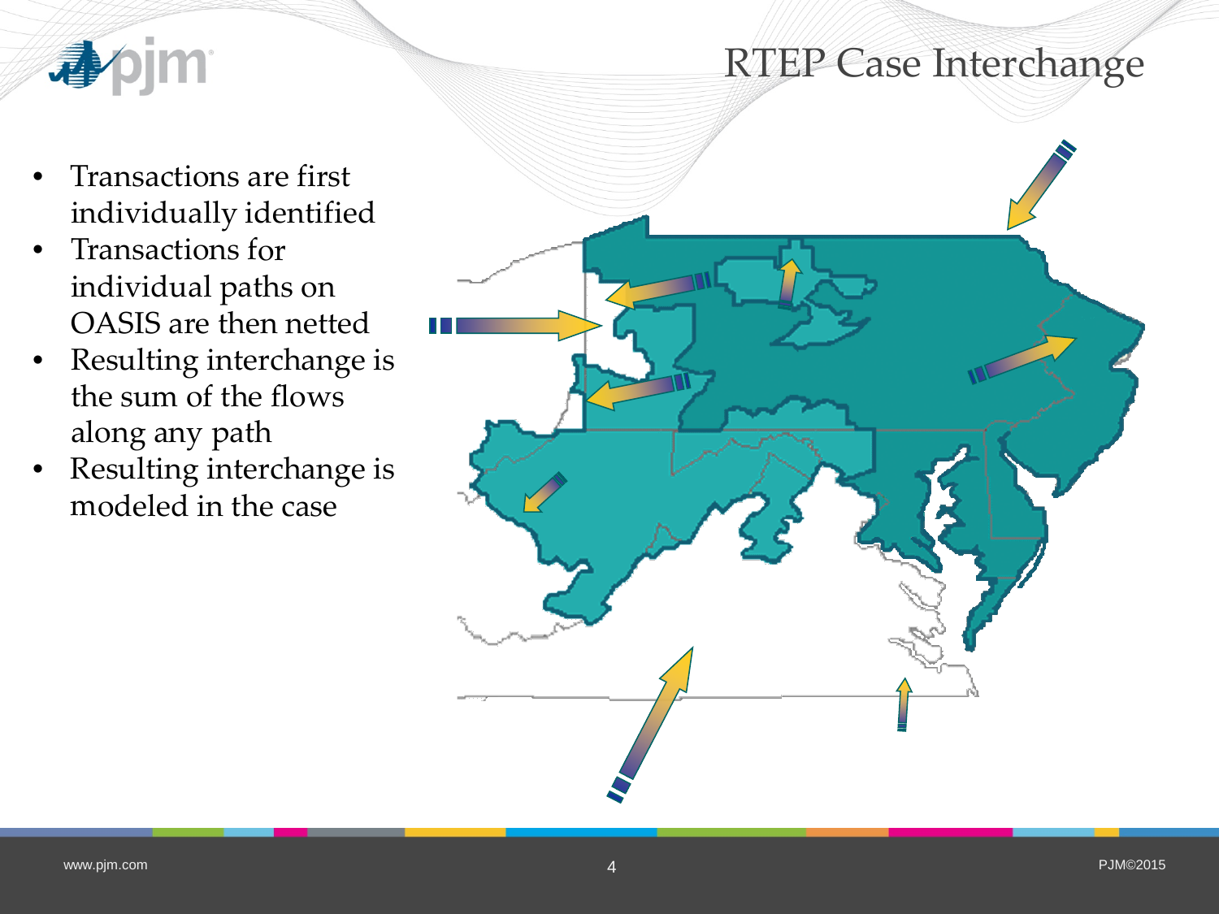# RTEP Case Interchange

- Transactions are first individually identified
- Transactions for individual paths on OASIS are then netted
- Resulting interchange is the sum of the flows along any path
- Resulting interchange is modeled in the case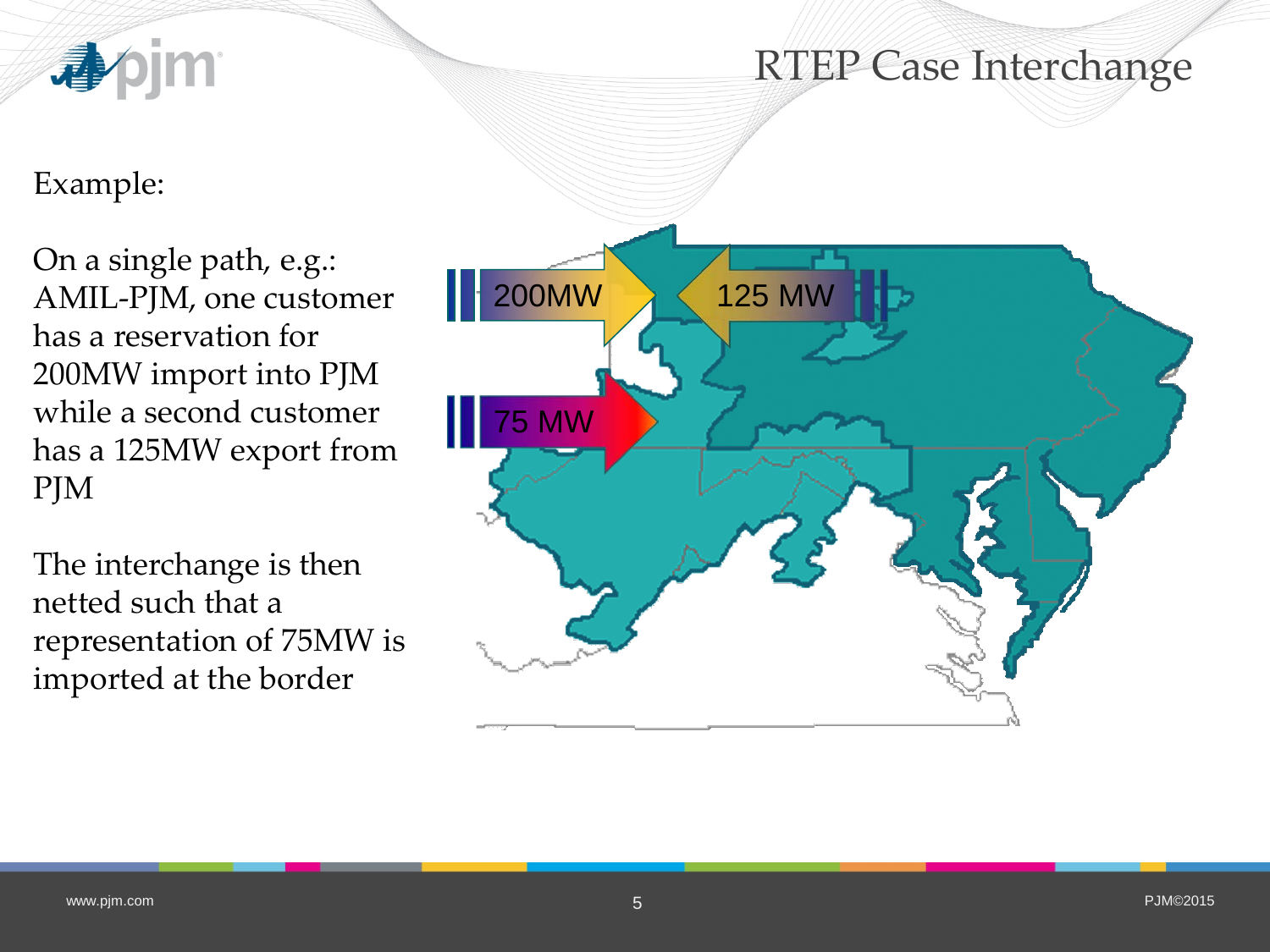# RTEP Case Interchange

Example:

On a single path, e.g.: AMIL-PJM, one customer has a reservation for 200MW import into PJM while a second customer has a 125MW export from PJM

The interchange is then netted such that a representation of 75MW is imported at the border

200MW

125 MW

75 MW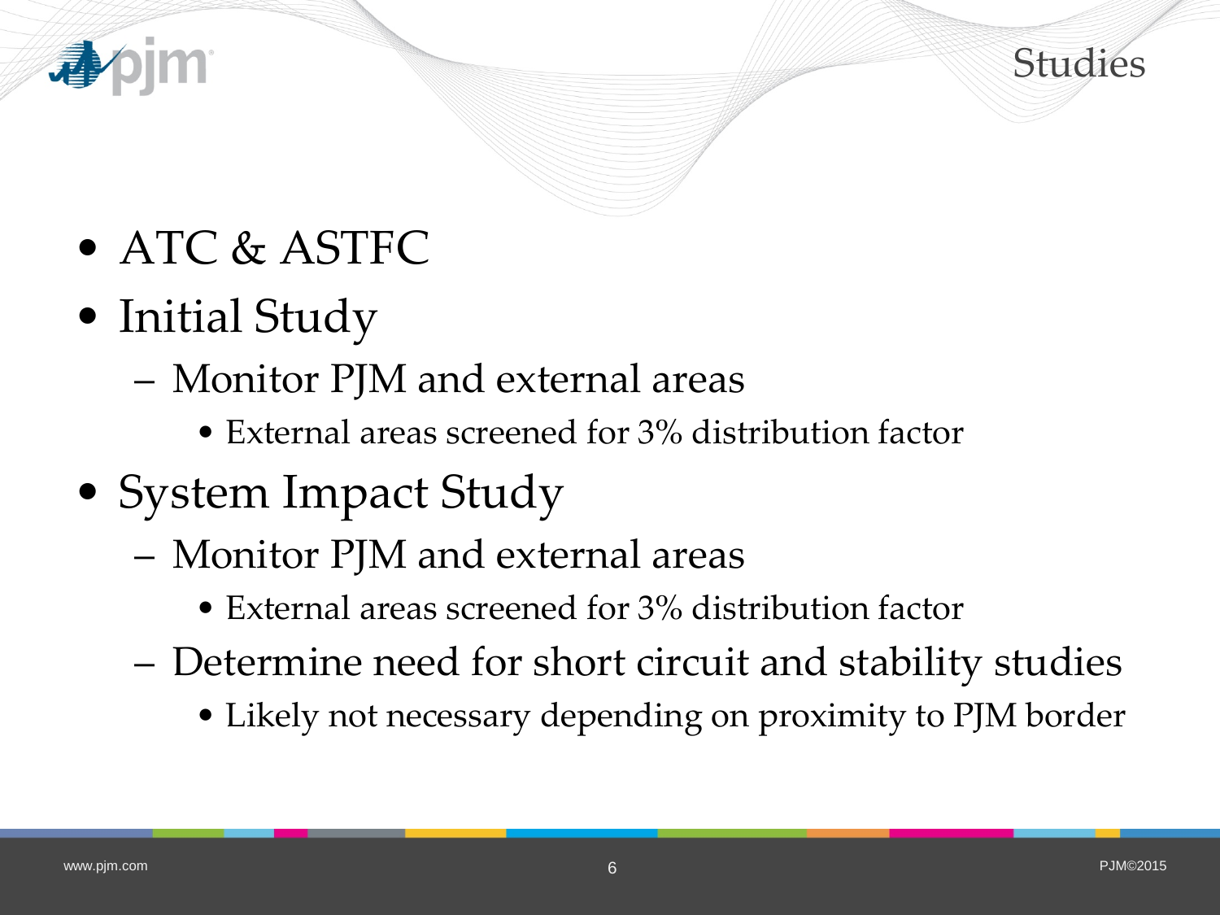# Studies

- ATC & ASTFC
- Initial Study
  - Monitor PJM and external areas
    - External areas screened for 3% distribution factor
- System Impact Study
  - Monitor PJM and external areas
    - External areas screened for 3% distribution factor
  - Determine need for short circuit and stability studies
    - Likely not necessary depending on proximity to PJM border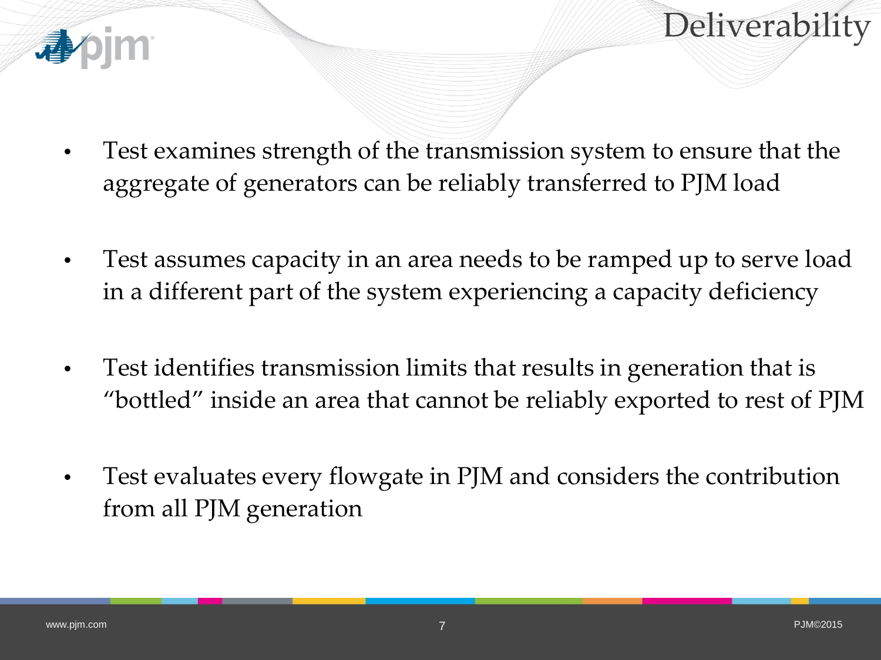# Deliverability

- Test examines strength of the transmission system to ensure that the aggregate of generators can be reliably transferred to PJM load
- Test assumes capacity in an area needs to be ramped up to serve load in a different part of the system experiencing a capacity deficiency
- Test identifies transmission limits that results in generation that is "bottled" inside an area that cannot be reliably exported to rest of PJM
- Test evaluates every flowgate in PJM and considers the contribution from all PJM generation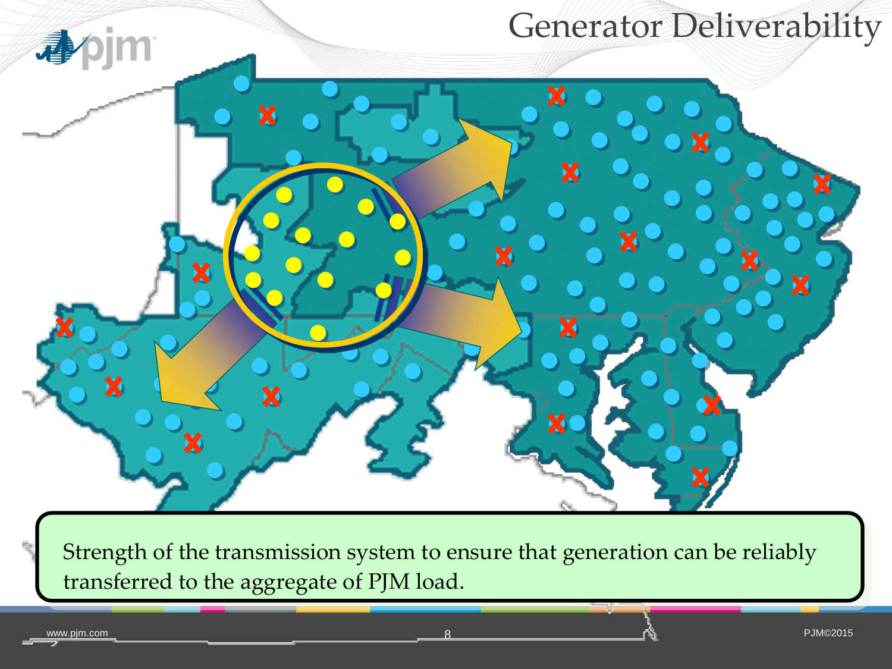# Generator Deliverability

Strength of the transmission system to ensure that generation can be reliably transferred to the aggregate of PJM load.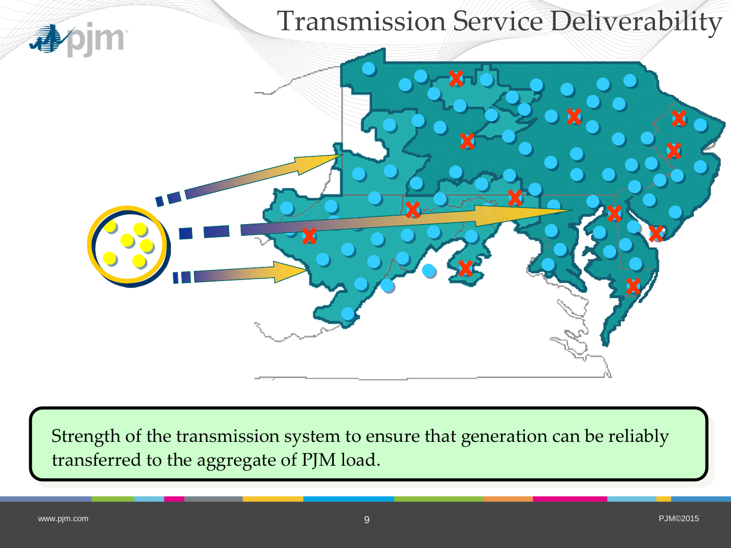# Transmission Service Deliverability

Strength of the transmission system to ensure that generation can be reliably transferred to the aggregate of PJM load.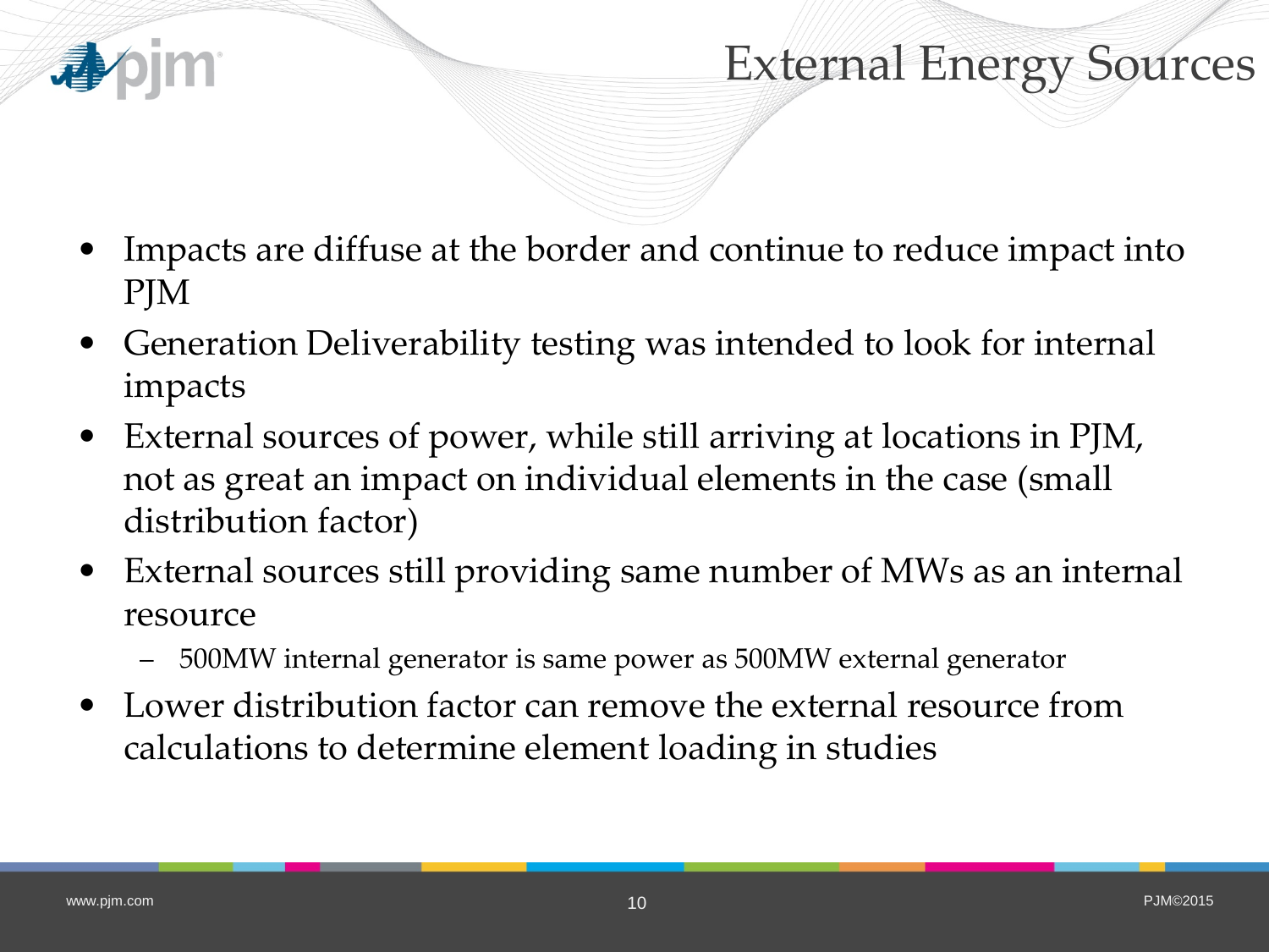# External Energy Sources

- Impacts are diffuse at the border and continue to reduce impact into PJM
- Generation Deliverability testing was intended to look for internal impacts
- External sources of power, while still arriving at locations in PJM, not as great an impact on individual elements in the case (small distribution factor)
- External sources still providing same number of MWs as an internal resource
  - 500MW internal generator is same power as 500MW external generator
- Lower distribution factor can remove the external resource from calculations to determine element loading in studies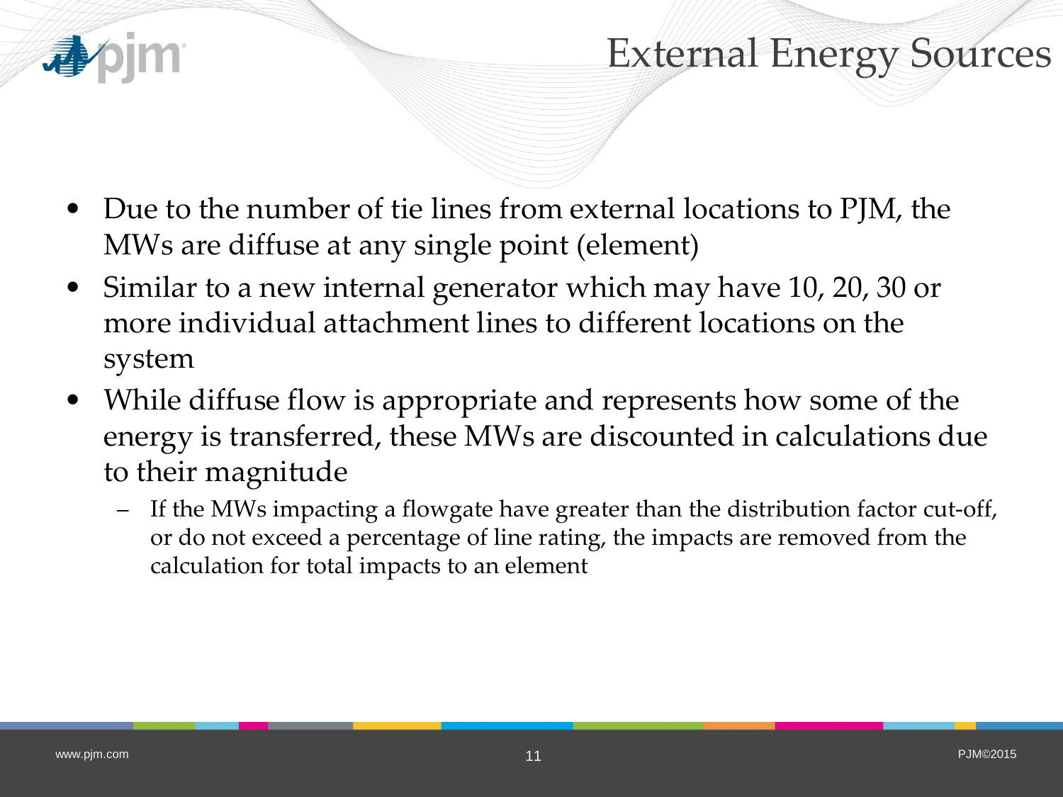# External Energy Sources

- Due to the number of tie lines from external locations to PJM, the MWs are diffuse at any single point (element)
- Similar to a new internal generator which may have 10, 20, 30 or more individual attachment lines to different locations on the system
- While diffuse flow is appropriate and represents how some of the energy is transferred, these MWs are discounted in calculations due to their magnitude
  - If the MWs impacting a flowgate have greater than the distribution factor cut-off, or do not exceed a percentage of line rating, the impacts are removed from the calculation for total impacts to an element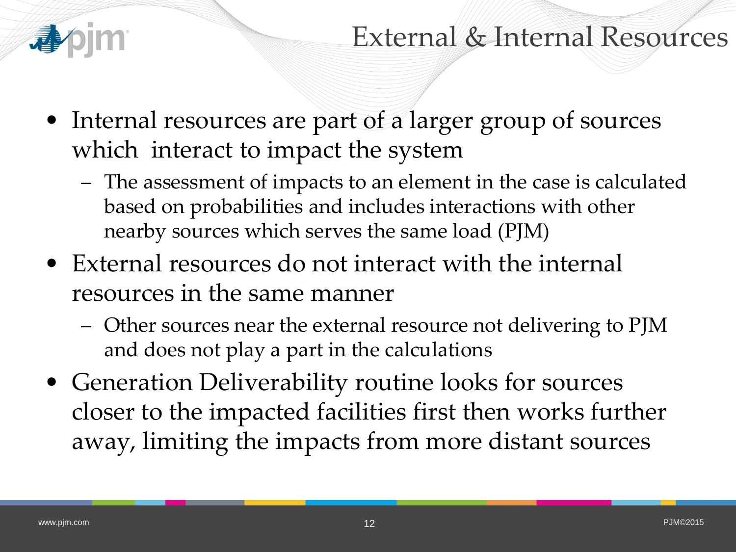# External & Internal Resources

- Internal resources are part of a larger group of sources which  interact to impact the system
  - The assessment of impacts to an element in the case is calculated based on probabilities and includes interactions with other nearby sources which serves the same load (PJM)
- External resources do not interact with the internal resources in the same manner
  - Other sources near the external resource not delivering to PJM and does not play a part in the calculations
- Generation Deliverability routine looks for sources closer to the impacted facilities first then works further away, limiting the impacts from more distant sources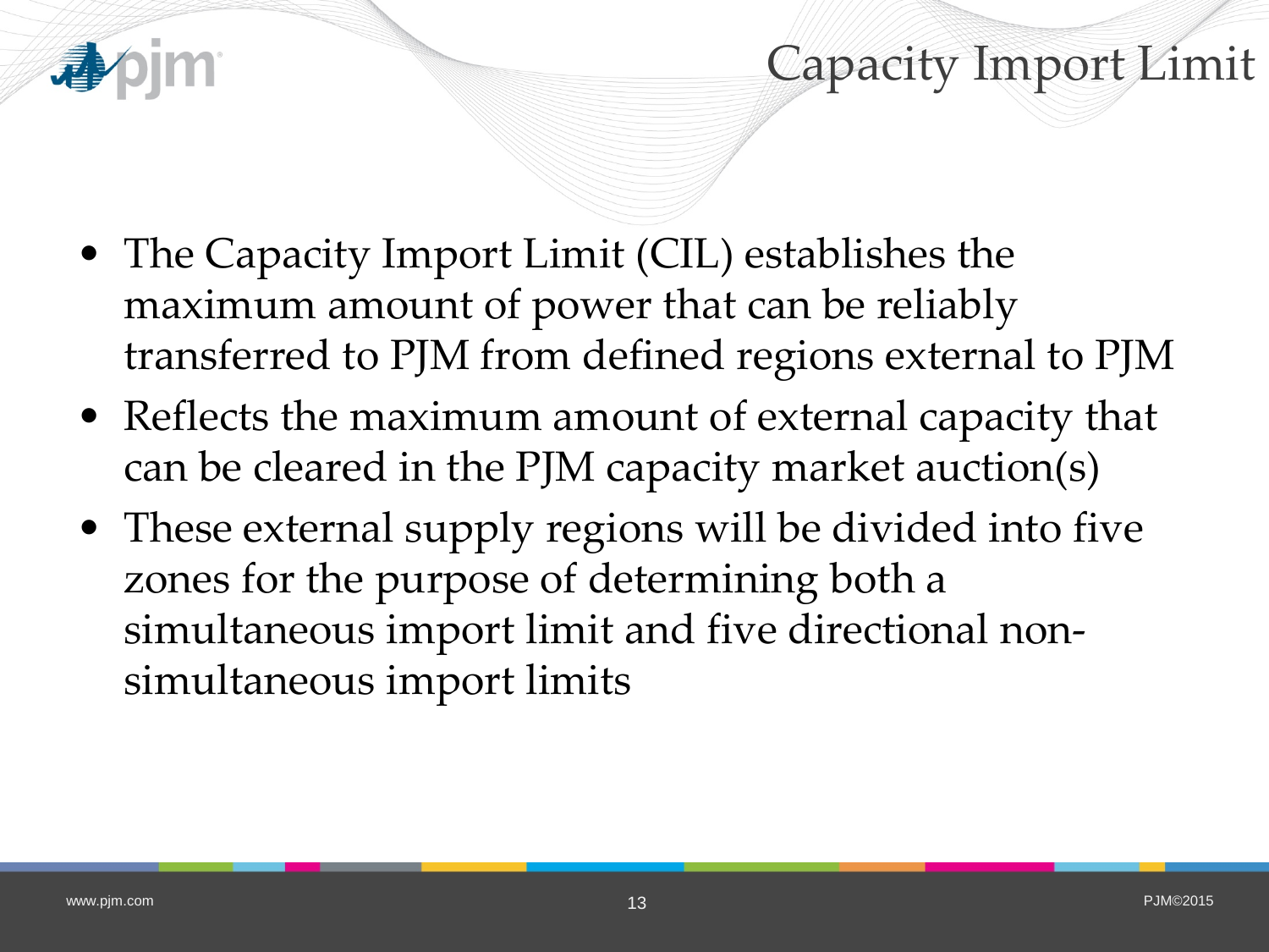# Capacity Import Limit

- The Capacity Import Limit (CIL) establishes the maximum amount of power that can be reliably transferred to PJM from defined regions external to PJM
- Reflects the maximum amount of external capacity that can be cleared in the PJM capacity market auction(s)
- These external supply regions will be divided into five zones for the purpose of determining both a simultaneous import limit and five directional non-simultaneous import limits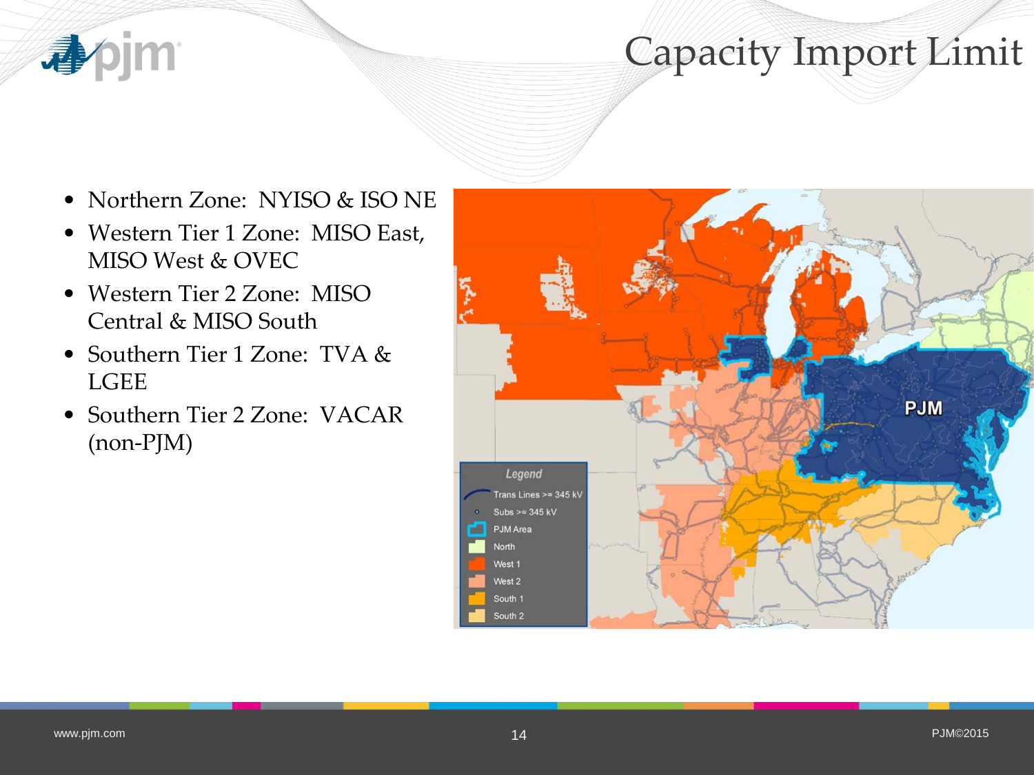# Capacity Import Limit

- Northern Zone: NYISO & ISO NE
- Western Tier 1 Zone: MISO East, MISO West & OVEC
- Western Tier 2 Zone: MISO Central & MISO South
- Southern Tier 1 Zone: TVA & LGEE
- Southern Tier 2 Zone: VACAR (non-PJM)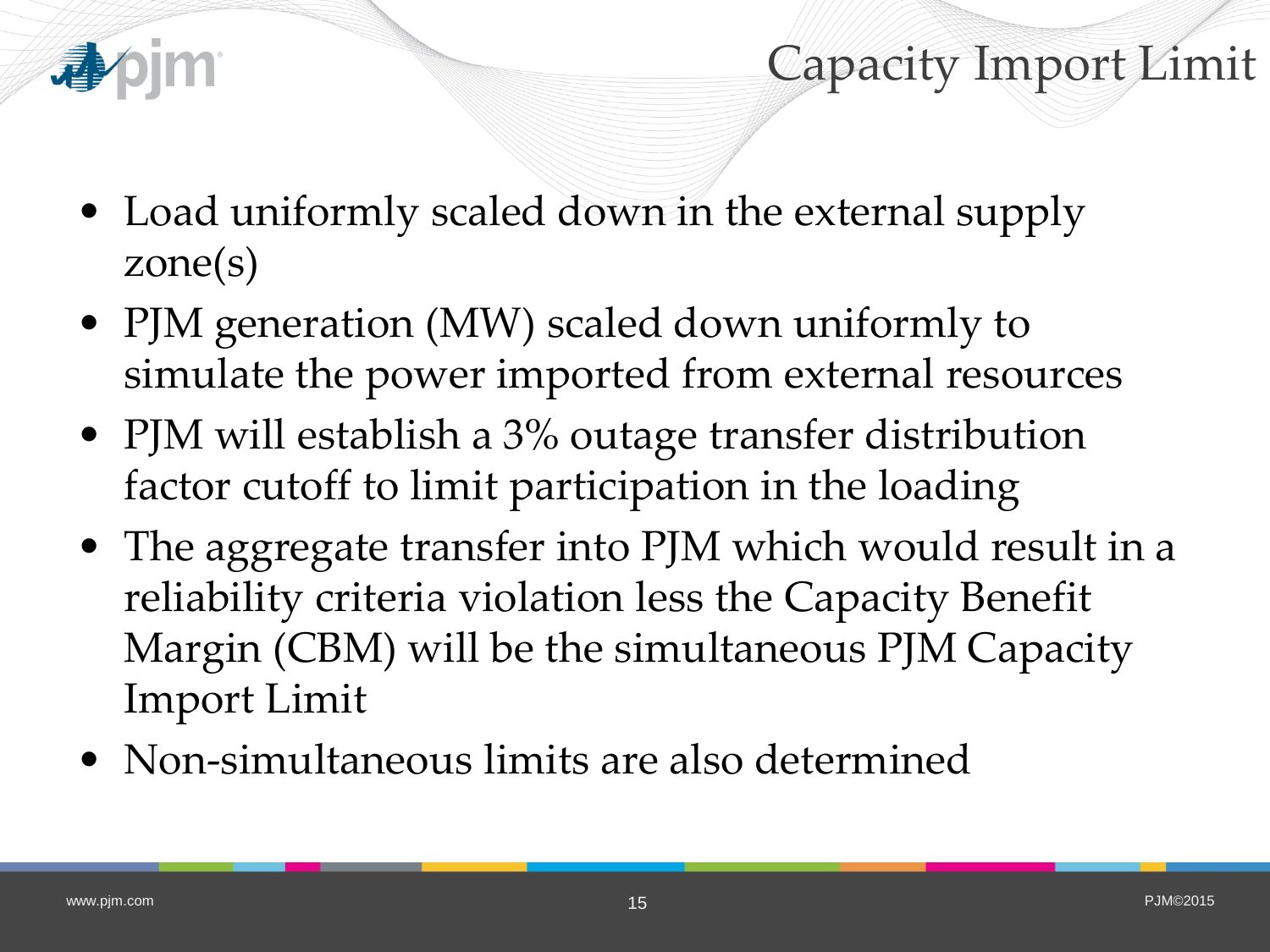# Capacity Import Limit

- Load uniformly scaled down in the external supply zone(s)
- PJM generation (MW) scaled down uniformly to simulate the power imported from external resources
- PJM will establish a 3% outage transfer distribution factor cutoff to limit participation in the loading
- The aggregate transfer into PJM which would result in a reliability criteria violation less the Capacity Benefit Margin (CBM) will be the simultaneous PJM Capacity Import Limit
- Non-simultaneous limits are also determined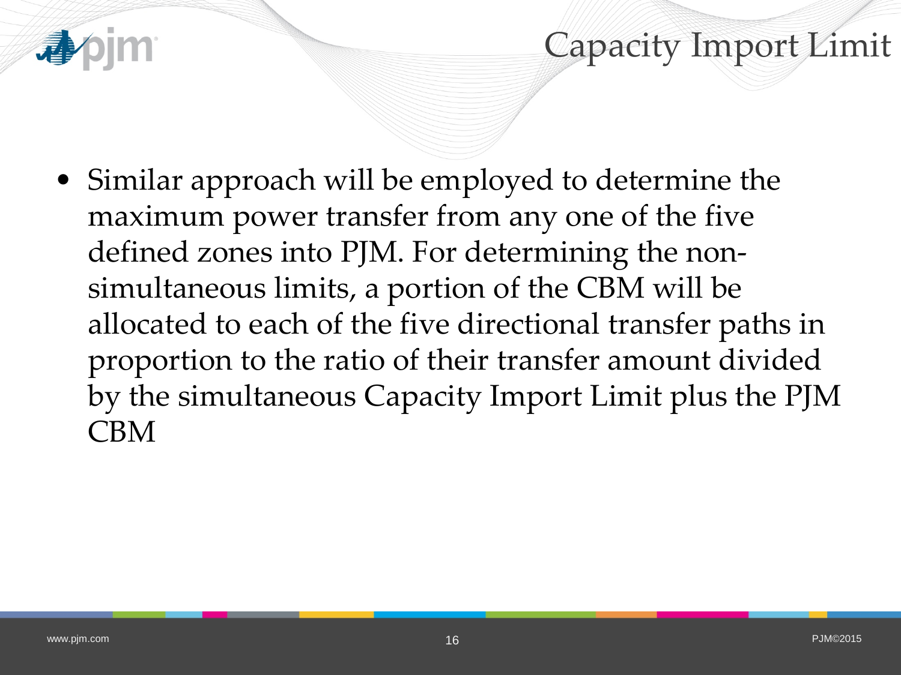# Capacity Import Limit

- Similar approach will be employed to determine the maximum power transfer from any one of the five defined zones into PJM. For determining the non-simultaneous limits, a portion of the CBM will be allocated to each of the five directional transfer paths in proportion to the ratio of their transfer amount divided by the simultaneous Capacity Import Limit plus the PJM CBM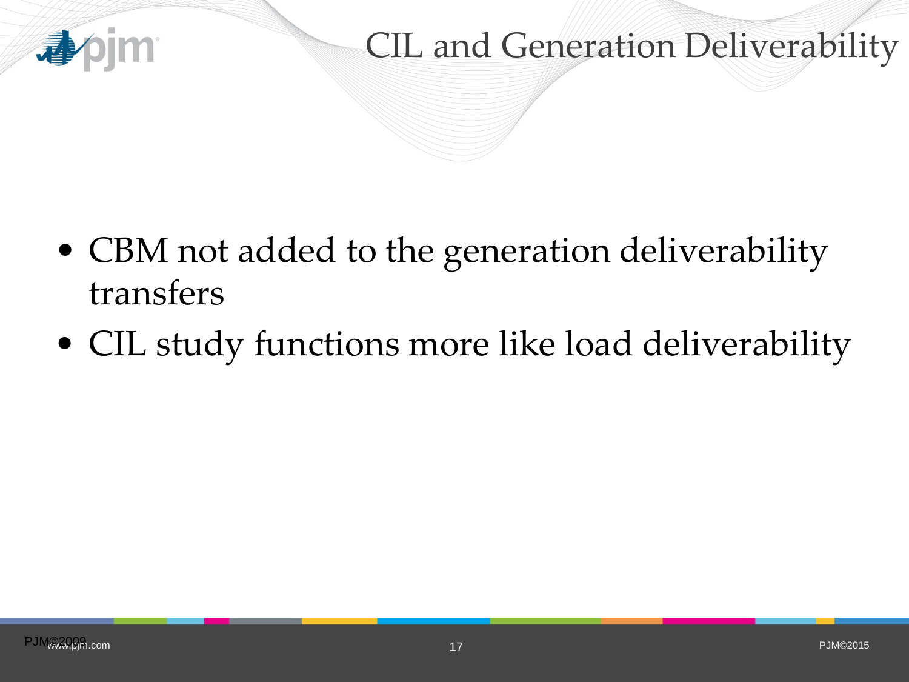# CIL and Generation Deliverability

- CBM not added to the generation deliverability transfers
- CIL study functions more like load deliverability